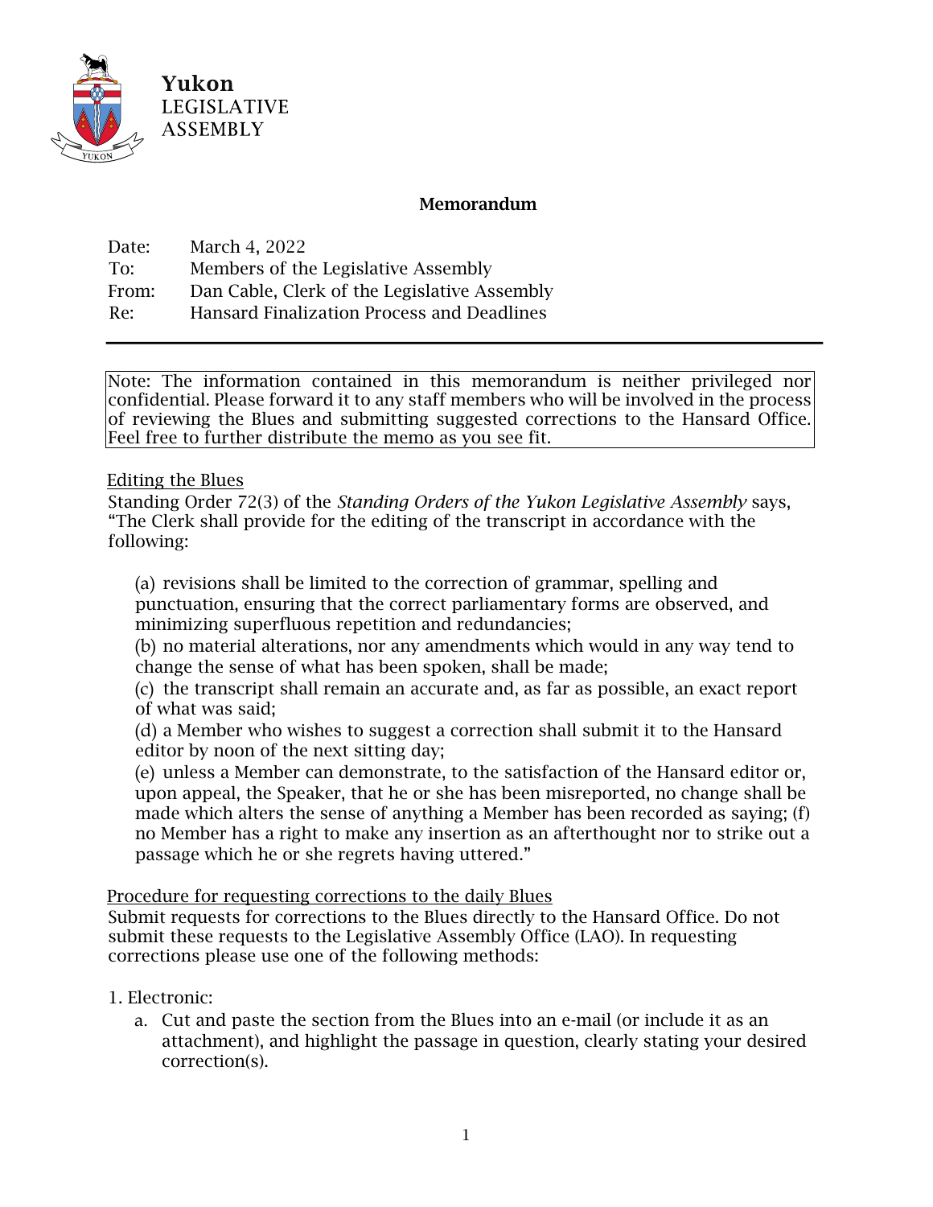Yukon
LEGISLATIVE
ASSEMBLY

## Memorandum

Date: March 4, 2022
To: Members of the Legislative Assembly
From: Dan Cable, Clerk of the Legislative Assembly
Re: Hansard Finalization Process and Deadlines

---

Note: The information contained in this memorandum is neither privileged nor confidential. Please forward it to any staff members who will be involved in the process of reviewing the Blues and submitting suggested corrections to the Hansard Office. Feel free to further distribute the memo as you see fit.

Editing the Blues

Standing Order 72(3) of the *Standing Orders of the Yukon Legislative Assembly* says, "The Clerk shall provide for the editing of the transcript in accordance with the following:

> (a) revisions shall be limited to the correction of grammar, spelling and punctuation, ensuring that the correct parliamentary forms are observed, and minimizing superfluous repetition and redundancies;
> (b) no material alterations, nor any amendments which would in any way tend to change the sense of what has been spoken, shall be made;
> (c) the transcript shall remain an accurate and, as far as possible, an exact report of what was said;
> (d) a Member who wishes to suggest a correction shall submit it to the Hansard editor by noon of the next sitting day;
> (e) unless a Member can demonstrate, to the satisfaction of the Hansard editor or, upon appeal, the Speaker, that he or she has been misreported, no change shall be made which alters the sense of anything a Member has been recorded as saying; (f) no Member has a right to make any insertion as an afterthought nor to strike out a passage which he or she regrets having uttered."

Procedure for requesting corrections to the daily Blues

Submit requests for corrections to the Blues directly to the Hansard Office. Do not submit these requests to the Legislative Assembly Office (LAO). In requesting corrections please use one of the following methods:

1. Electronic:
   a. Cut and paste the section from the Blues into an e-mail (or include it as an attachment), and highlight the passage in question, clearly stating your desired correction(s).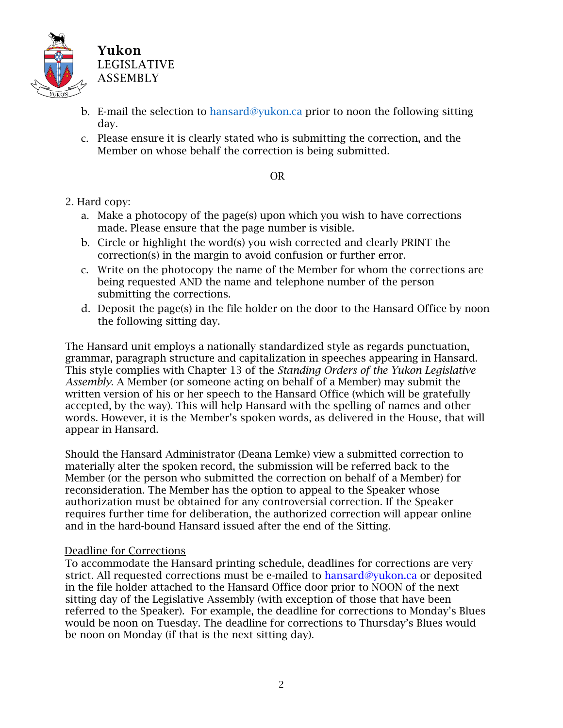b. E-mail the selection to hansard@yukon.ca prior to noon the following sitting day.

c. Please ensure it is clearly stated who is submitting the correction, and the Member on whose behalf the correction is being submitted.

OR

2. Hard copy:

   a. Make a photocopy of the page(s) upon which you wish to have corrections made. Please ensure that the page number is visible.

   b. Circle or highlight the word(s) you wish corrected and clearly PRINT the correction(s) in the margin to avoid confusion or further error.

   c. Write on the photocopy the name of the Member for whom the corrections are being requested AND the name and telephone number of the person submitting the corrections.

   d. Deposit the page(s) in the file holder on the door to the Hansard Office by noon the following sitting day.

The Hansard unit employs a nationally standardized style as regards punctuation, grammar, paragraph structure and capitalization in speeches appearing in Hansard. This style complies with Chapter 13 of the *Standing Orders of the Yukon Legislative Assembly*. A Member (or someone acting on behalf of a Member) may submit the written version of his or her speech to the Hansard Office (which will be gratefully accepted, by the way). This will help Hansard with the spelling of names and other words. However, it is the Member's spoken words, as delivered in the House, that will appear in Hansard.

Should the Hansard Administrator (Deana Lemke) view a submitted correction to materially alter the spoken record, the submission will be referred back to the Member (or the person who submitted the correction on behalf of a Member) for reconsideration. The Member has the option to appeal to the Speaker whose authorization must be obtained for any controversial correction. If the Speaker requires further time for deliberation, the authorized correction will appear online and in the hard-bound Hansard issued after the end of the Sitting.

<u>Deadline for Corrections</u>

To accommodate the Hansard printing schedule, deadlines for corrections are very strict. All requested corrections must be e-mailed to hansard@yukon.ca or deposited in the file holder attached to the Hansard Office door prior to NOON of the next sitting day of the Legislative Assembly (with exception of those that have been referred to the Speaker). For example, the deadline for corrections to Monday's Blues would be noon on Tuesday. The deadline for corrections to Thursday's Blues would be noon on Monday (if that is the next sitting day).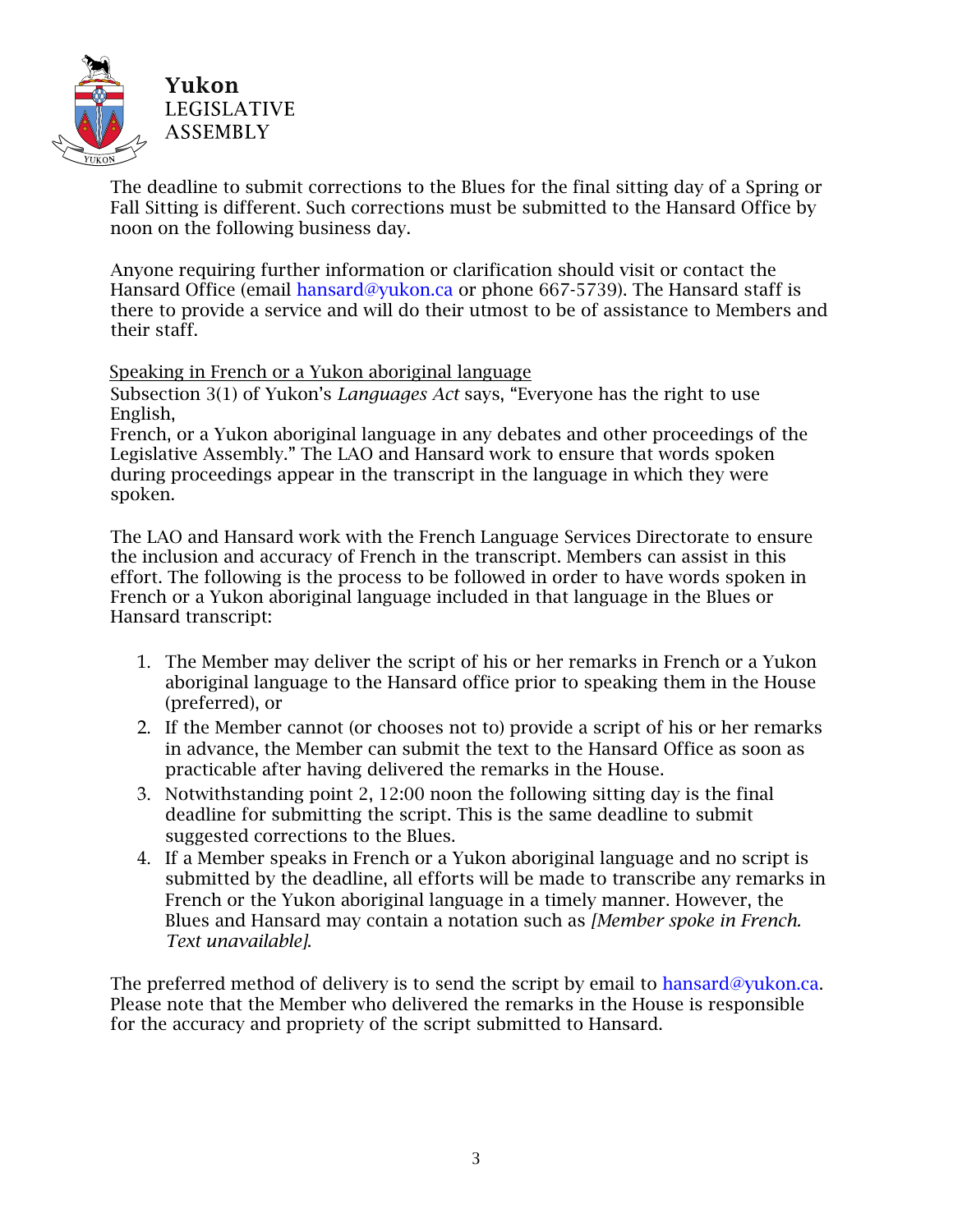The deadline to submit corrections to the Blues for the final sitting day of a Spring or Fall Sitting is different. Such corrections must be submitted to the Hansard Office by noon on the following business day.

Anyone requiring further information or clarification should visit or contact the Hansard Office (email hansard@yukon.ca or phone 667-5739). The Hansard staff is there to provide a service and will do their utmost to be of assistance to Members and their staff.

Speaking in French or a Yukon aboriginal language

Subsection 3(1) of Yukon's *Languages Act* says, "Everyone has the right to use English, French, or a Yukon aboriginal language in any debates and other proceedings of the Legislative Assembly." The LAO and Hansard work to ensure that words spoken during proceedings appear in the transcript in the language in which they were spoken.

The LAO and Hansard work with the French Language Services Directorate to ensure the inclusion and accuracy of French in the transcript. Members can assist in this effort. The following is the process to be followed in order to have words spoken in French or a Yukon aboriginal language included in that language in the Blues or Hansard transcript:

1. The Member may deliver the script of his or her remarks in French or a Yukon aboriginal language to the Hansard office prior to speaking them in the House (preferred), or
2. If the Member cannot (or chooses not to) provide a script of his or her remarks in advance, the Member can submit the text to the Hansard Office as soon as practicable after having delivered the remarks in the House.
3. Notwithstanding point 2, 12:00 noon the following sitting day is the final deadline for submitting the script. This is the same deadline to submit suggested corrections to the Blues.
4. If a Member speaks in French or a Yukon aboriginal language and no script is submitted by the deadline, all efforts will be made to transcribe any remarks in French or the Yukon aboriginal language in a timely manner. However, the Blues and Hansard may contain a notation such as *[Member spoke in French. Text unavailable]*.

The preferred method of delivery is to send the script by email to hansard@yukon.ca. Please note that the Member who delivered the remarks in the House is responsible for the accuracy and propriety of the script submitted to Hansard.